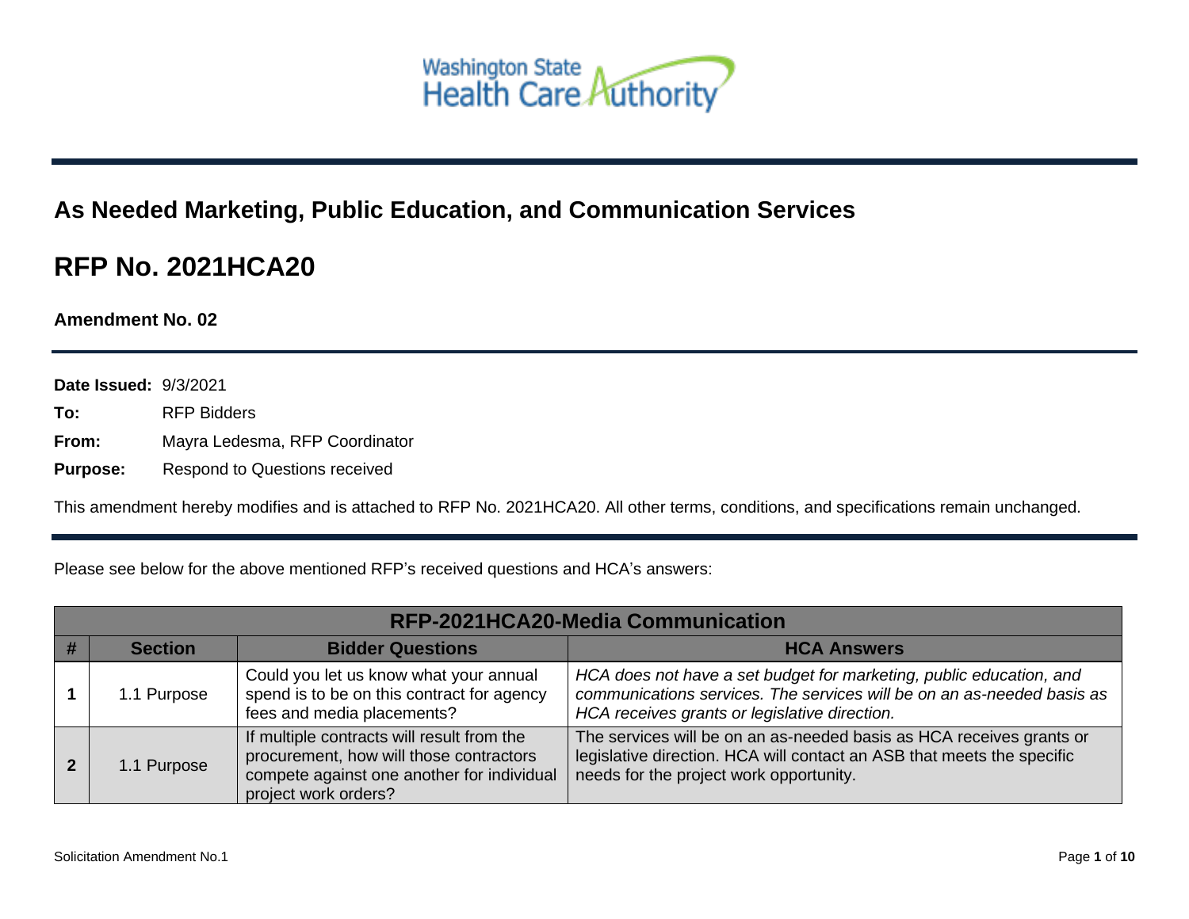Washington State Health Care Authority

# As Needed Marketing, Public Education, and Communication Services

# RFP No. 2021HCA20

**Amendment No. 02**

**Date Issued:** 9/3/2021

**To:** RFP Bidders

**From:** Mayra Ledesma, RFP Coordinator

**Purpose:** Respond to Questions received

This amendment hereby modifies and is attached to RFP No. 2021HCA20. All other terms, conditions, and specifications remain unchanged.

Please see below for the above mentioned RFP's received questions and HCA's answers:

| RFP-2021HCA20-Media Communication | | | |
|---|---|---|---|
| **#** | **Section** | **Bidder Questions** | **HCA Answers** |
| **1** | 1.1 Purpose | Could you let us know what your annual spend is to be on this contract for agency fees and media placements? | *HCA does not have a set budget for marketing, public education, and communications services. The services will be on an as-needed basis as HCA receives grants or legislative direction.* |
| **2** | 1.1 Purpose | If multiple contracts will result from the procurement, how will those contractors compete against one another for individual project work orders? | The services will be on an as-needed basis as HCA receives grants or legislative direction. HCA will contact an ASB that meets the specific needs for the project work opportunity. |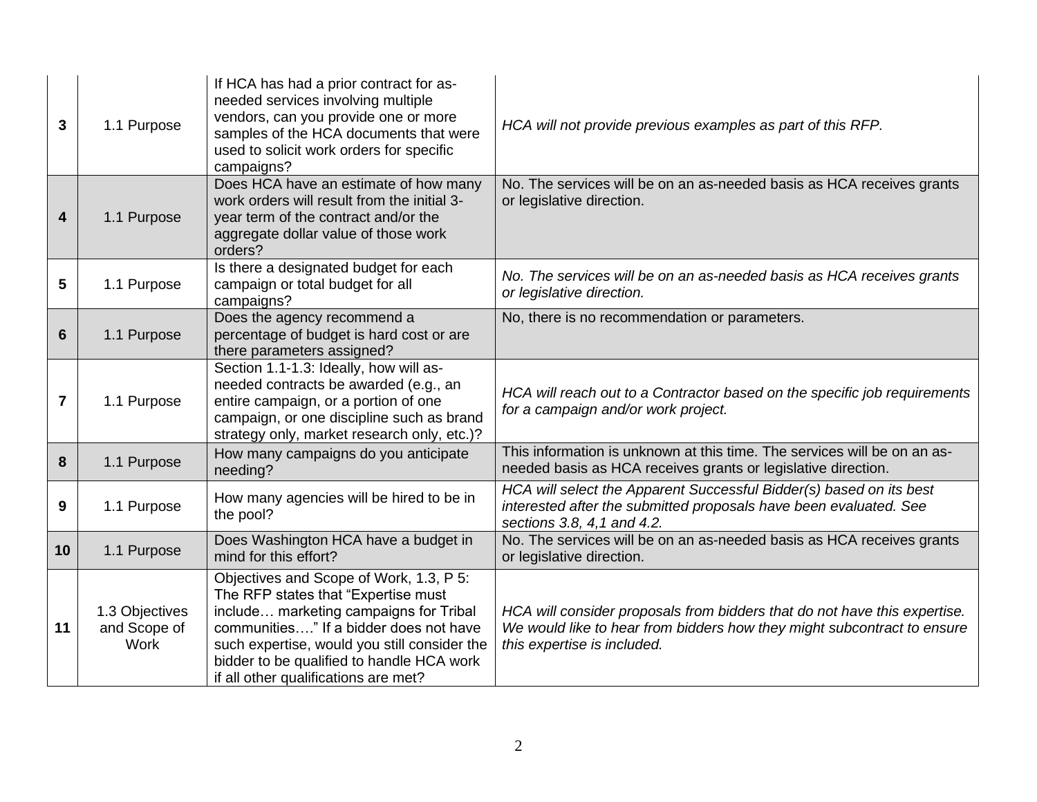| | | | |
|---|---|---|---|
| **3** | 1.1 Purpose | If HCA has had a prior contract for as-needed services involving multiple vendors, can you provide one or more samples of the HCA documents that were used to solicit work orders for specific campaigns? | *HCA will not provide previous examples as part of this RFP.* |
| **4** | 1.1 Purpose | Does HCA have an estimate of how many work orders will result from the initial 3-year term of the contract and/or the aggregate dollar value of those work orders? | No. The services will be on an as-needed basis as HCA receives grants or legislative direction. |
| **5** | 1.1 Purpose | Is there a designated budget for each campaign or total budget for all campaigns? | *No. The services will be on an as-needed basis as HCA receives grants or legislative direction.* |
| **6** | 1.1 Purpose | Does the agency recommend a percentage of budget is hard cost or are there parameters assigned? | No, there is no recommendation or parameters. |
| **7** | 1.1 Purpose | Section 1.1-1.3: Ideally, how will as-needed contracts be awarded (e.g., an entire campaign, or a portion of one campaign, or one discipline such as brand strategy only, market research only, etc.)? | *HCA will reach out to a Contractor based on the specific job requirements for a campaign and/or work project.* |
| **8** | 1.1 Purpose | How many campaigns do you anticipate needing? | This information is unknown at this time. The services will be on an as-needed basis as HCA receives grants or legislative direction. |
| **9** | 1.1 Purpose | How many agencies will be hired to be in the pool? | *HCA will select the Apparent Successful Bidder(s) based on its best interested after the submitted proposals have been evaluated. See sections 3.8, 4,1 and 4.2.* |
| **10** | 1.1 Purpose | Does Washington HCA have a budget in mind for this effort? | No. The services will be on an as-needed basis as HCA receives grants or legislative direction. |
| **11** | 1.3 Objectives and Scope of Work | Objectives and Scope of Work, 1.3, P 5: The RFP states that "Expertise must include… marketing campaigns for Tribal communities…." If a bidder does not have such expertise, would you still consider the bidder to be qualified to handle HCA work if all other qualifications are met? | *HCA will consider proposals from bidders that do not have this expertise. We would like to hear from bidders how they might subcontract to ensure this expertise is included.* |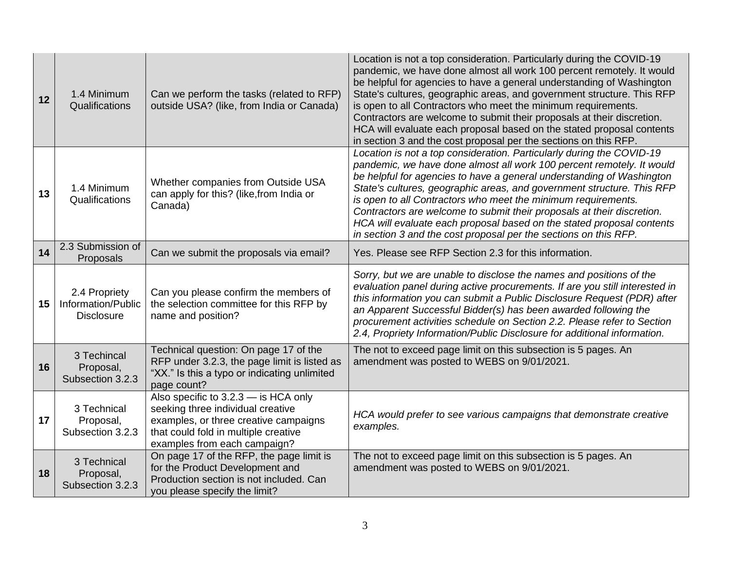| | | | |
|---|---|---|---|
| **12** | 1.4 Minimum Qualifications | Can we perform the tasks (related to RFP) outside USA? (like, from India or Canada) | Location is not a top consideration. Particularly during the COVID-19 pandemic, we have done almost all work 100 percent remotely. It would be helpful for agencies to have a general understanding of Washington State's cultures, geographic areas, and government structure. This RFP is open to all Contractors who meet the minimum requirements. Contractors are welcome to submit their proposals at their discretion. HCA will evaluate each proposal based on the stated proposal contents in section 3 and the cost proposal per the sections on this RFP. |
| **13** | 1.4 Minimum Qualifications | Whether companies from Outside USA can apply for this? (like,from India or Canada) | *Location is not a top consideration. Particularly during the COVID-19 pandemic, we have done almost all work 100 percent remotely. It would be helpful for agencies to have a general understanding of Washington State's cultures, geographic areas, and government structure. This RFP is open to all Contractors who meet the minimum requirements. Contractors are welcome to submit their proposals at their discretion. HCA will evaluate each proposal based on the stated proposal contents in section 3 and the cost proposal per the sections on this RFP.* |
| **14** | 2.3 Submission of Proposals | Can we submit the proposals via email? | Yes. Please see RFP Section 2.3 for this information. |
| **15** | 2.4 Propriety Information/Public Disclosure | Can you please confirm the members of the selection committee for this RFP by name and position? | *Sorry, but we are unable to disclose the names and positions of the evaluation panel during active procurements. If are you still interested in this information you can submit a Public Disclosure Request (PDR) after an Apparent Successful Bidder(s) has been awarded following the procurement activities schedule on Section 2.2. Please refer to Section 2.4, Propriety Information/Public Disclosure for additional information.* |
| **16** | 3 Techincal Proposal, Subsection 3.2.3 | Technical question: On page 17 of the RFP under 3.2.3, the page limit is listed as "XX." Is this a typo or indicating unlimited page count? | The not to exceed page limit on this subsection is 5 pages. An amendment was posted to WEBS on 9/01/2021. |
| **17** | 3 Technical Proposal, Subsection 3.2.3 | Also specific to 3.2.3 — is HCA only seeking three individual creative examples, or three creative campaigns that could fold in multiple creative examples from each campaign? | *HCA would prefer to see various campaigns that demonstrate creative examples.* |
| **18** | 3 Technical Proposal, Subsection 3.2.3 | On page 17 of the RFP, the page limit is for the Product Development and Production section is not included. Can you please specify the limit? | The not to exceed page limit on this subsection is 5 pages. An amendment was posted to WEBS on 9/01/2021. |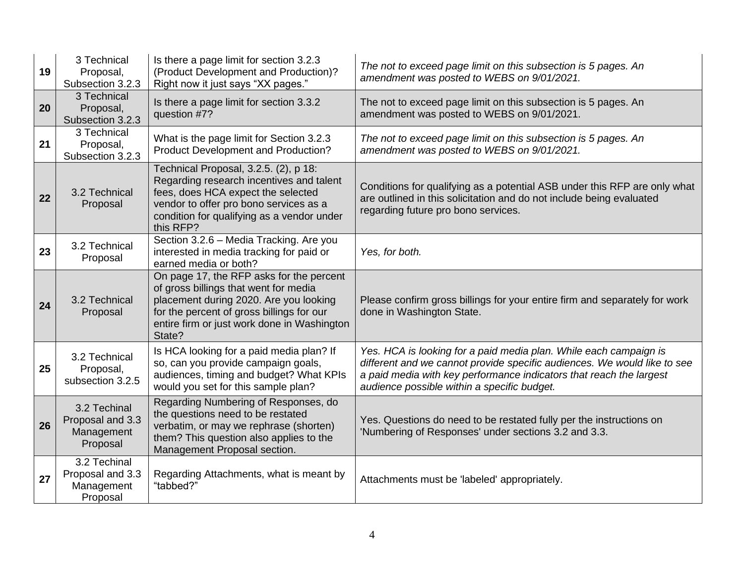| 19 | 3 Technical Proposal, Subsection 3.2.3 | Is there a page limit for section 3.2.3 (Product Development and Production)? Right now it just says "XX pages." | *The not to exceed page limit on this subsection is 5 pages. An amendment was posted to WEBS on 9/01/2021.* |
|---|---|---|---|
| 20 | 3 Technical Proposal, Subsection 3.2.3 | Is there a page limit for section 3.3.2 question #7? | The not to exceed page limit on this subsection is 5 pages. An amendment was posted to WEBS on 9/01/2021. |
| 21 | 3 Technical Proposal, Subsection 3.2.3 | What is the page limit for Section 3.2.3 Product Development and Production? | *The not to exceed page limit on this subsection is 5 pages. An amendment was posted to WEBS on 9/01/2021.* |
| 22 | 3.2 Technical Proposal | Technical Proposal, 3.2.5. (2), p 18: Regarding research incentives and talent fees, does HCA expect the selected vendor to offer pro bono services as a condition for qualifying as a vendor under this RFP? | Conditions for qualifying as a potential ASB under this RFP are only what are outlined in this solicitation and do not include being evaluated regarding future pro bono services. |
| 23 | 3.2 Technical Proposal | Section 3.2.6 – Media Tracking. Are you interested in media tracking for paid or earned media or both? | *Yes, for both.* |
| 24 | 3.2 Technical Proposal | On page 17, the RFP asks for the percent of gross billings that went for media placement during 2020. Are you looking for the percent of gross billings for our entire firm or just work done in Washington State? | Please confirm gross billings for your entire firm and separately for work done in Washington State. |
| 25 | 3.2 Technical Proposal, subsection 3.2.5 | Is HCA looking for a paid media plan? If so, can you provide campaign goals, audiences, timing and budget? What KPIs would you set for this sample plan? | *Yes. HCA is looking for a paid media plan. While each campaign is different and we cannot provide specific audiences. We would like to see a paid media with key performance indicators that reach the largest audience possible within a specific budget.* |
| 26 | 3.2 Techinal Proposal and 3.3 Management Proposal | Regarding Numbering of Responses, do the questions need to be restated verbatim, or may we rephrase (shorten) them? This question also applies to the Management Proposal section. | Yes. Questions do need to be restated fully per the instructions on 'Numbering of Responses' under sections 3.2 and 3.3. |
| 27 | 3.2 Techinal Proposal and 3.3 Management Proposal | Regarding Attachments, what is meant by "tabbed?" | Attachments must be 'labeled' appropriately. |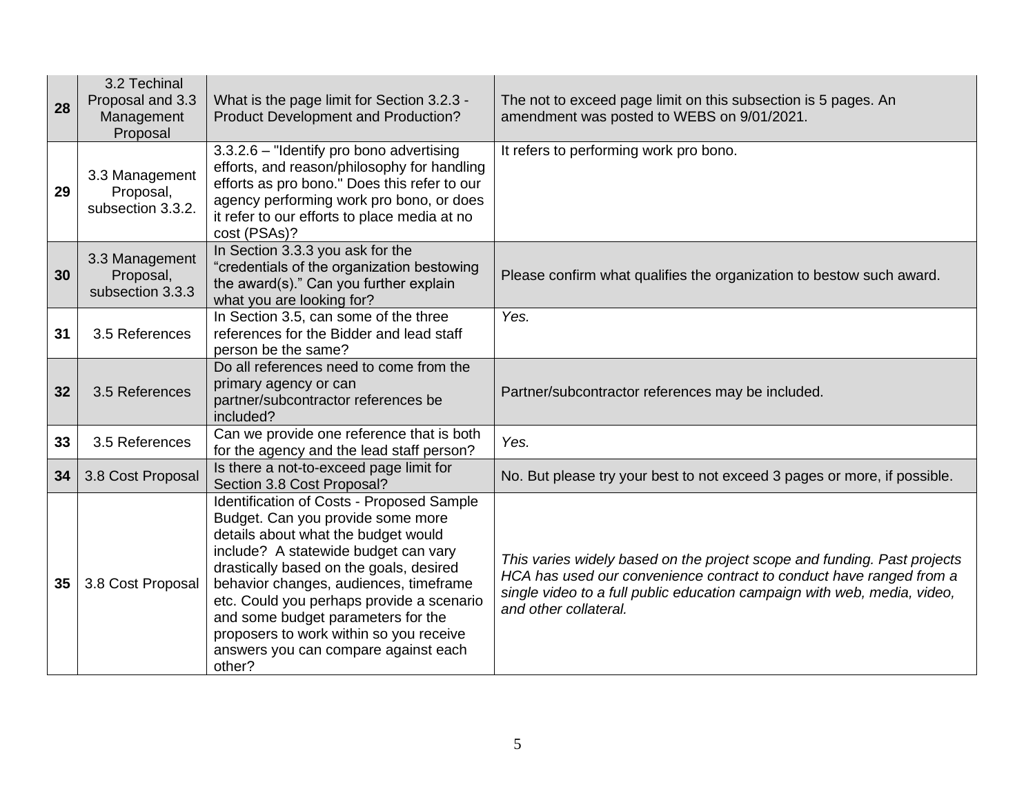| 28 | 3.2 Techinal Proposal and 3.3 Management Proposal | What is the page limit for Section 3.2.3 - Product Development and Production? | The not to exceed page limit on this subsection is 5 pages. An amendment was posted to WEBS on 9/01/2021. |
|---|---|---|---|
| 29 | 3.3 Management Proposal, subsection 3.3.2. | 3.3.2.6 – "Identify pro bono advertising efforts, and reason/philosophy for handling efforts as pro bono." Does this refer to our agency performing work pro bono, or does it refer to our efforts to place media at no cost (PSAs)? | It refers to performing work pro bono. |
| 30 | 3.3 Management Proposal, subsection 3.3.3 | In Section 3.3.3 you ask for the "credentials of the organization bestowing the award(s)." Can you further explain what you are looking for? | Please confirm what qualifies the organization to bestow such award. |
| 31 | 3.5 References | In Section 3.5, can some of the three references for the Bidder and lead staff person be the same? | *Yes.* |
| 32 | 3.5 References | Do all references need to come from the primary agency or can partner/subcontractor references be included? | Partner/subcontractor references may be included. |
| 33 | 3.5 References | Can we provide one reference that is both for the agency and the lead staff person? | *Yes.* |
| 34 | 3.8 Cost Proposal | Is there a not-to-exceed page limit for Section 3.8 Cost Proposal? | No. But please try your best to not exceed 3 pages or more, if possible. |
| 35 | 3.8 Cost Proposal | Identification of Costs - Proposed Sample Budget. Can you provide some more details about what the budget would include? A statewide budget can vary drastically based on the goals, desired behavior changes, audiences, timeframe etc. Could you perhaps provide a scenario and some budget parameters for the proposers to work within so you receive answers you can compare against each other? | *This varies widely based on the project scope and funding. Past projects HCA has used our convenience contract to conduct have ranged from a single video to a full public education campaign with web, media, video, and other collateral.* |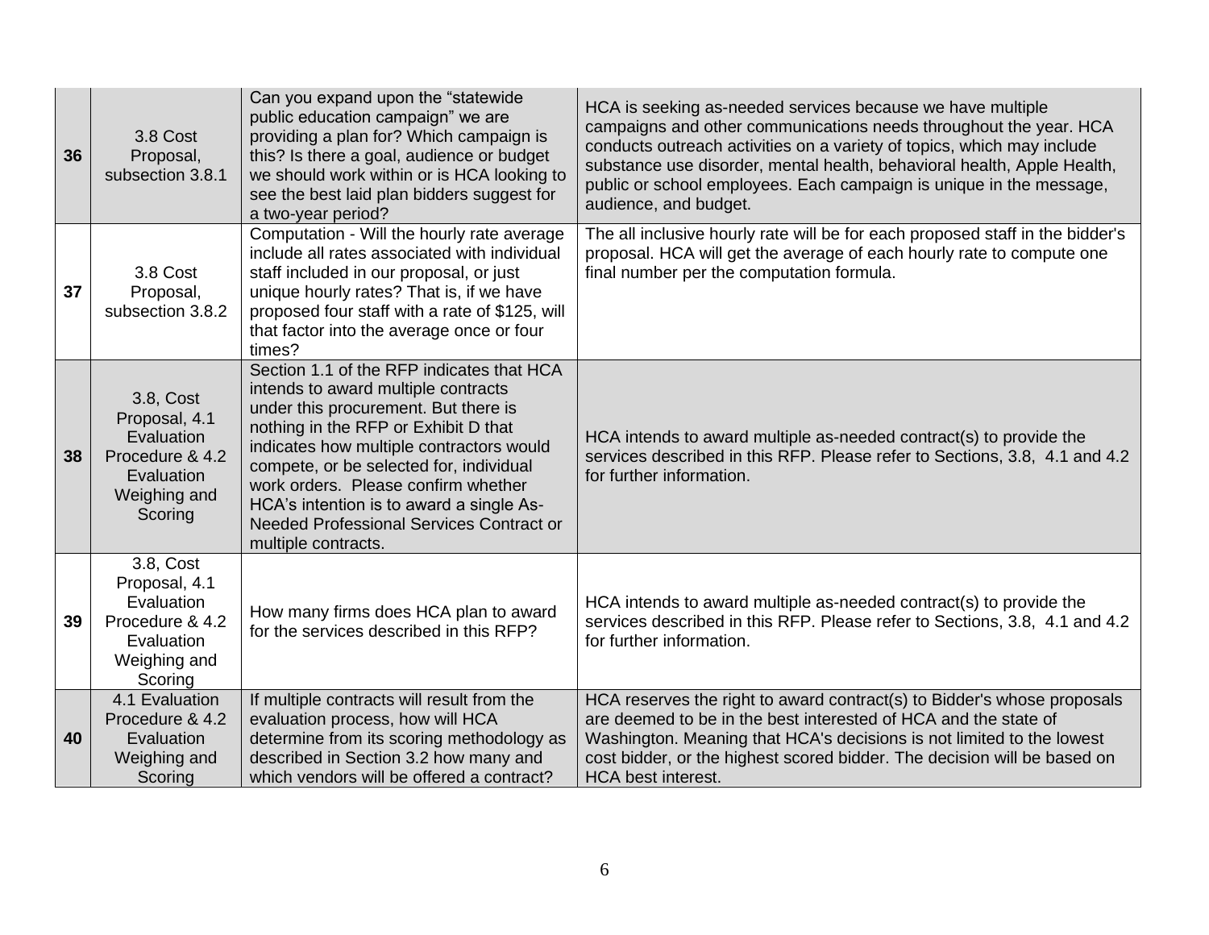| 36 | 3.8 Cost Proposal, subsection 3.8.1 | Can you expand upon the "statewide public education campaign" we are providing a plan for? Which campaign is this? Is there a goal, audience or budget we should work within or is HCA looking to see the best laid plan bidders suggest for a two-year period? | HCA is seeking as-needed services because we have multiple campaigns and other communications needs throughout the year. HCA conducts outreach activities on a variety of topics, which may include substance use disorder, mental health, behavioral health, Apple Health, public or school employees. Each campaign is unique in the message, audience, and budget. |
|---|---|---|---|
| 37 | 3.8 Cost Proposal, subsection 3.8.2 | Computation - Will the hourly rate average include all rates associated with individual staff included in our proposal, or just unique hourly rates? That is, if we have proposed four staff with a rate of $125, will that factor into the average once or four times? | The all inclusive hourly rate will be for each proposed staff in the bidder's proposal. HCA will get the average of each hourly rate to compute one final number per the computation formula. |
| 38 | 3.8, Cost Proposal, 4.1 Evaluation Procedure & 4.2 Evaluation Weighing and Scoring | Section 1.1 of the RFP indicates that HCA intends to award multiple contracts under this procurement. But there is nothing in the RFP or Exhibit D that indicates how multiple contractors would compete, or be selected for, individual work orders. Please confirm whether HCA's intention is to award a single As-Needed Professional Services Contract or multiple contracts. | HCA intends to award multiple as-needed contract(s) to provide the services described in this RFP. Please refer to Sections, 3.8, 4.1 and 4.2 for further information. |
| 39 | 3.8, Cost Proposal, 4.1 Evaluation Procedure & 4.2 Evaluation Weighing and Scoring | How many firms does HCA plan to award for the services described in this RFP? | HCA intends to award multiple as-needed contract(s) to provide the services described in this RFP. Please refer to Sections, 3.8, 4.1 and 4.2 for further information. |
| 40 | 4.1 Evaluation Procedure & 4.2 Evaluation Weighing and Scoring | If multiple contracts will result from the evaluation process, how will HCA determine from its scoring methodology as described in Section 3.2 how many and which vendors will be offered a contract? | HCA reserves the right to award contract(s) to Bidder's whose proposals are deemed to be in the best interested of HCA and the state of Washington. Meaning that HCA's decisions is not limited to the lowest cost bidder, or the highest scored bidder. The decision will be based on HCA best interest. |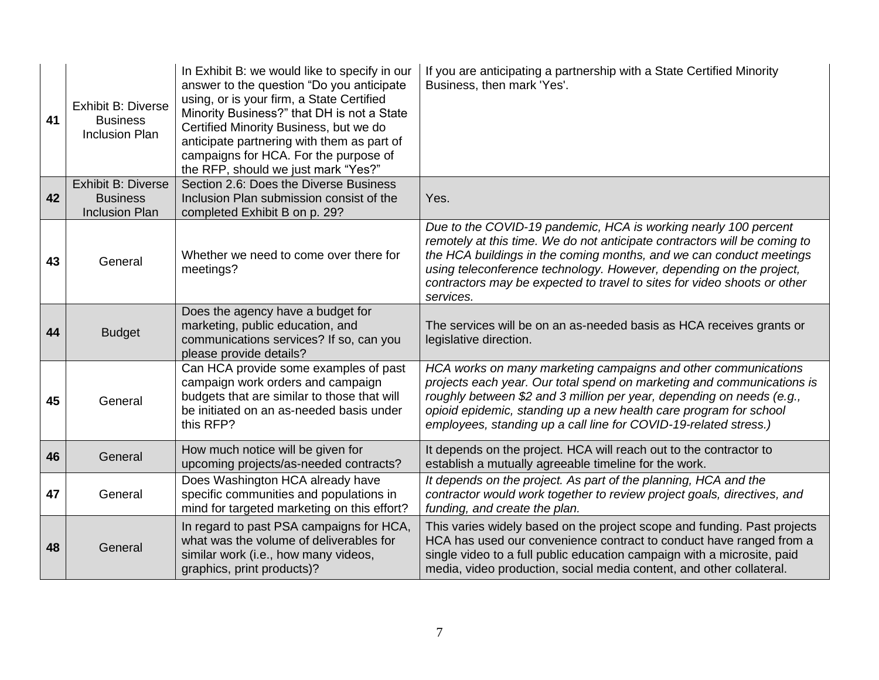| | | | |
|---|---|---|---|
| **41** | Exhibit B: Diverse Business Inclusion Plan | In Exhibit B: we would like to specify in our answer to the question “Do you anticipate using, or is your firm, a State Certified Minority Business?” that DH is not a State Certified Minority Business, but we do anticipate partnering with them as part of campaigns for HCA. For the purpose of the RFP, should we just mark “Yes?” | If you are anticipating a partnership with a State Certified Minority Business, then mark 'Yes'. |
| **42** | Exhibit B: Diverse Business Inclusion Plan | Section 2.6: Does the Diverse Business Inclusion Plan submission consist of the completed Exhibit B on p. 29? | Yes. |
| **43** | General | Whether we need to come over there for meetings? | *Due to the COVID-19 pandemic, HCA is working nearly 100 percent remotely at this time. We do not anticipate contractors will be coming to the HCA buildings in the coming months, and we can conduct meetings using teleconference technology. However, depending on the project, contractors may be expected to travel to sites for video shoots or other services.* |
| **44** | Budget | Does the agency have a budget for marketing, public education, and communications services? If so, can you please provide details? | The services will be on an as-needed basis as HCA receives grants or legislative direction. |
| **45** | General | Can HCA provide some examples of past campaign work orders and campaign budgets that are similar to those that will be initiated on an as-needed basis under this RFP? | *HCA works on many marketing campaigns and other communications projects each year. Our total spend on marketing and communications is roughly between $2 and 3 million per year, depending on needs (e.g., opioid epidemic, standing up a new health care program for school employees, standing up a call line for COVID-19-related stress.)* |
| **46** | General | How much notice will be given for upcoming projects/as-needed contracts? | It depends on the project. HCA will reach out to the contractor to establish a mutually agreeable timeline for the work. |
| **47** | General | Does Washington HCA already have specific communities and populations in mind for targeted marketing on this effort? | *It depends on the project. As part of the planning, HCA and the contractor would work together to review project goals, directives, and funding, and create the plan.* |
| **48** | General | In regard to past PSA campaigns for HCA, what was the volume of deliverables for similar work (i.e., how many videos, graphics, print products)? | This varies widely based on the project scope and funding. Past projects HCA has used our convenience contract to conduct have ranged from a single video to a full public education campaign with a microsite, paid media, video production, social media content, and other collateral. |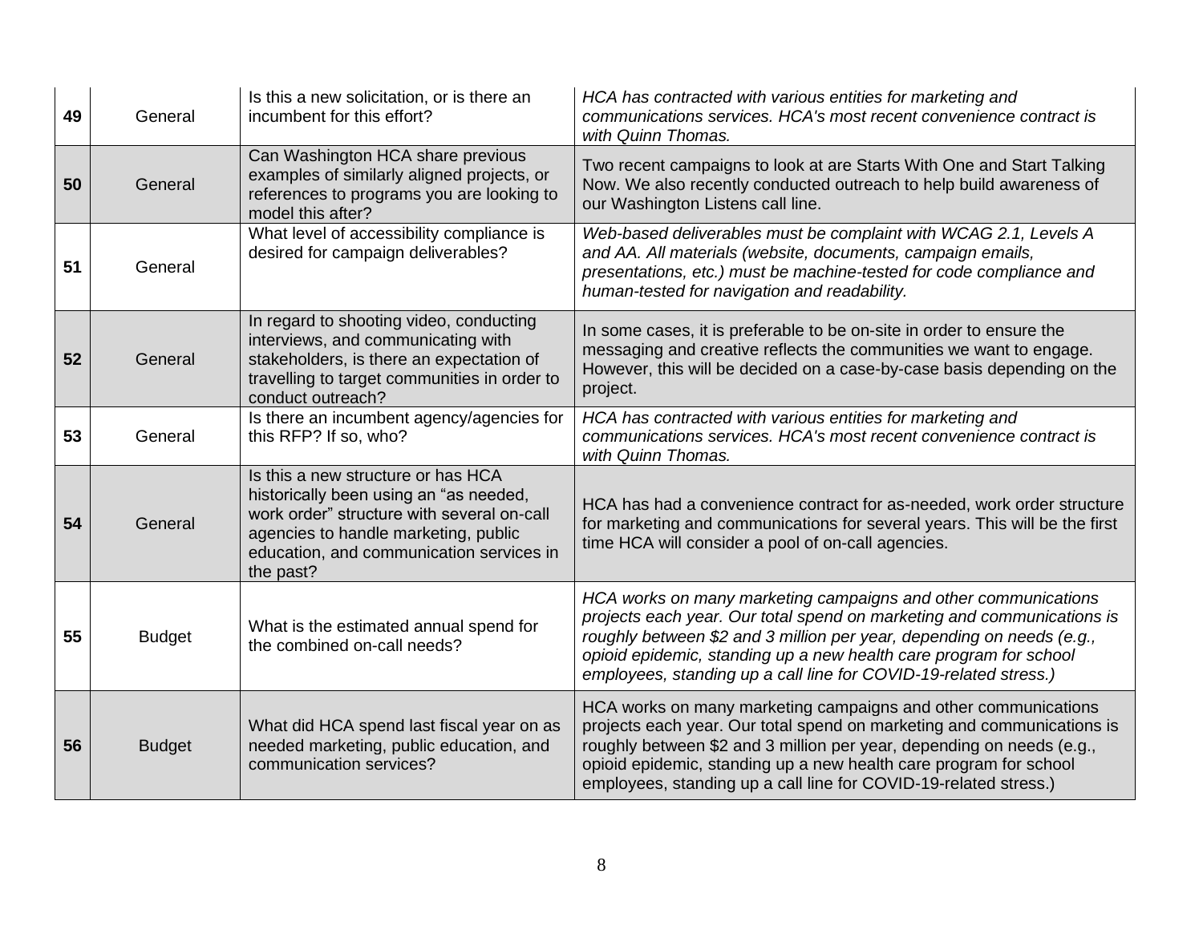| | | | |
|---|---|---|---|
| **49** | General | Is this a new solicitation, or is there an incumbent for this effort? | *HCA has contracted with various entities for marketing and communications services. HCA's most recent convenience contract is with Quinn Thomas.* |
| **50** | General | Can Washington HCA share previous examples of similarly aligned projects, or references to programs you are looking to model this after? | Two recent campaigns to look at are Starts With One and Start Talking Now. We also recently conducted outreach to help build awareness of our Washington Listens call line. |
| **51** | General | What level of accessibility compliance is desired for campaign deliverables? | *Web-based deliverables must be complaint with WCAG 2.1, Levels A and AA. All materials (website, documents, campaign emails, presentations, etc.) must be machine-tested for code compliance and human-tested for navigation and readability.* |
| **52** | General | In regard to shooting video, conducting interviews, and communicating with stakeholders, is there an expectation of travelling to target communities in order to conduct outreach? | In some cases, it is preferable to be on-site in order to ensure the messaging and creative reflects the communities we want to engage. However, this will be decided on a case-by-case basis depending on the project. |
| **53** | General | Is there an incumbent agency/agencies for this RFP? If so, who? | *HCA has contracted with various entities for marketing and communications services. HCA's most recent convenience contract is with Quinn Thomas.* |
| **54** | General | Is this a new structure or has HCA historically been using an "as needed, work order" structure with several on-call agencies to handle marketing, public education, and communication services in the past? | HCA has had a convenience contract for as-needed, work order structure for marketing and communications for several years. This will be the first time HCA will consider a pool of on-call agencies. |
| **55** | Budget | What is the estimated annual spend for the combined on-call needs? | *HCA works on many marketing campaigns and other communications projects each year. Our total spend on marketing and communications is roughly between $2 and 3 million per year, depending on needs (e.g., opioid epidemic, standing up a new health care program for school employees, standing up a call line for COVID-19-related stress.)* |
| **56** | Budget | What did HCA spend last fiscal year on as needed marketing, public education, and communication services? | HCA works on many marketing campaigns and other communications projects each year. Our total spend on marketing and communications is roughly between $2 and 3 million per year, depending on needs (e.g., opioid epidemic, standing up a new health care program for school employees, standing up a call line for COVID-19-related stress.) |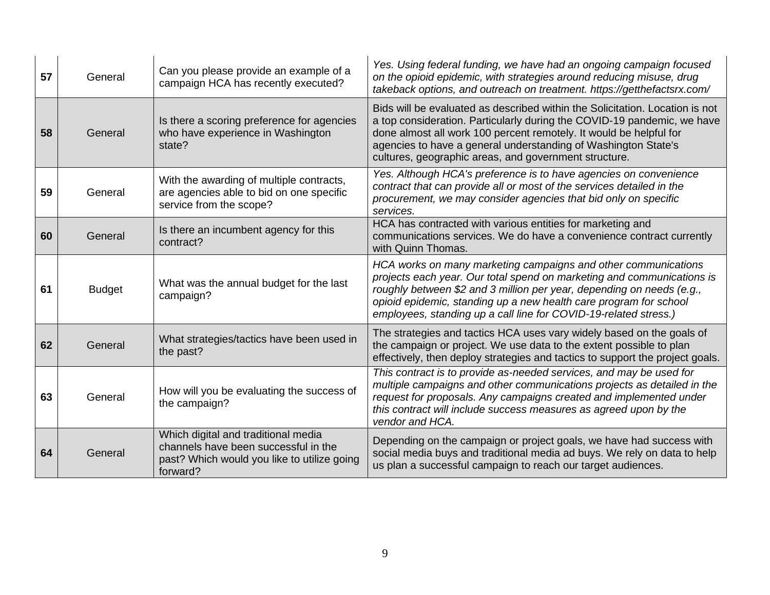| 57 | General | Can you please provide an example of a campaign HCA has recently executed? | *Yes. Using federal funding, we have had an ongoing campaign focused on the opioid epidemic, with strategies around reducing misuse, drug takeback options, and outreach on treatment. https://getthefactsrx.com/* |
|---|---|---|---|
| 58 | General | Is there a scoring preference for agencies who have experience in Washington state? | Bids will be evaluated as described within the Solicitation. Location is not a top consideration. Particularly during the COVID-19 pandemic, we have done almost all work 100 percent remotely. It would be helpful for agencies to have a general understanding of Washington State's cultures, geographic areas, and government structure. |
| 59 | General | With the awarding of multiple contracts, are agencies able to bid on one specific service from the scope? | *Yes. Although HCA's preference is to have agencies on convenience contract that can provide all or most of the services detailed in the procurement, we may consider agencies that bid only on specific services.* |
| 60 | General | Is there an incumbent agency for this contract? | HCA has contracted with various entities for marketing and communications services. We do have a convenience contract currently with Quinn Thomas. |
| 61 | Budget | What was the annual budget for the last campaign? | *HCA works on many marketing campaigns and other communications projects each year. Our total spend on marketing and communications is roughly between $2 and 3 million per year, depending on needs (e.g., opioid epidemic, standing up a new health care program for school employees, standing up a call line for COVID-19-related stress.)* |
| 62 | General | What strategies/tactics have been used in the past? | The strategies and tactics HCA uses vary widely based on the goals of the campaign or project. We use data to the extent possible to plan effectively, then deploy strategies and tactics to support the project goals. |
| 63 | General | How will you be evaluating the success of the campaign? | *This contract is to provide as-needed services, and may be used for multiple campaigns and other communications projects as detailed in the request for proposals. Any campaigns created and implemented under this contract will include success measures as agreed upon by the vendor and HCA.* |
| 64 | General | Which digital and traditional media channels have been successful in the past? Which would you like to utilize going forward? | Depending on the campaign or project goals, we have had success with social media buys and traditional media ad buys. We rely on data to help us plan a successful campaign to reach our target audiences. |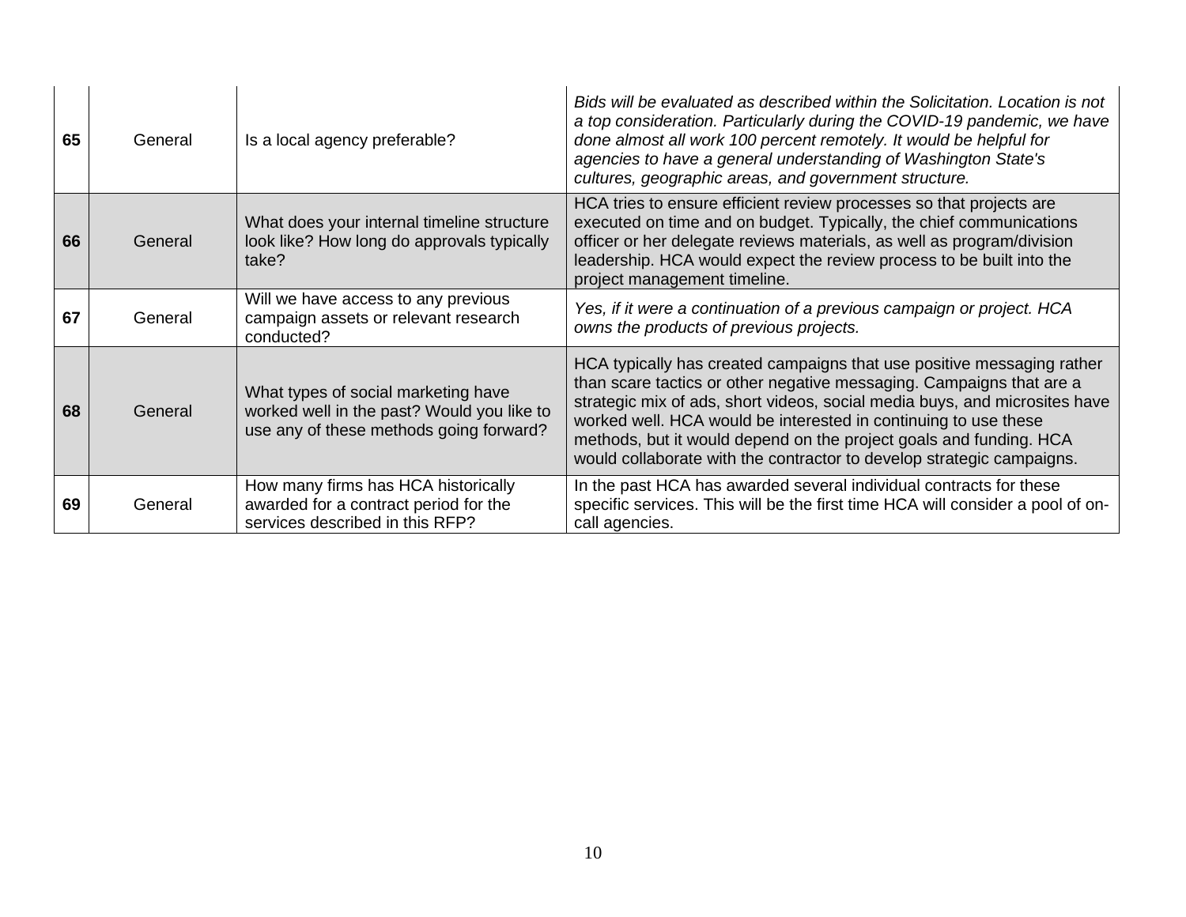| | | | |
|---|---|---|---|
| **65** | General | Is a local agency preferable? | *Bids will be evaluated as described within the Solicitation. Location is not a top consideration. Particularly during the COVID-19 pandemic, we have done almost all work 100 percent remotely. It would be helpful for agencies to have a general understanding of Washington State's cultures, geographic areas, and government structure.* |
| **66** | General | What does your internal timeline structure look like? How long do approvals typically take? | HCA tries to ensure efficient review processes so that projects are executed on time and on budget. Typically, the chief communications officer or her delegate reviews materials, as well as program/division leadership. HCA would expect the review process to be built into the project management timeline. |
| **67** | General | Will we have access to any previous campaign assets or relevant research conducted? | *Yes, if it were a continuation of a previous campaign or project. HCA owns the products of previous projects.* |
| **68** | General | What types of social marketing have worked well in the past? Would you like to use any of these methods going forward? | HCA typically has created campaigns that use positive messaging rather than scare tactics or other negative messaging. Campaigns that are a strategic mix of ads, short videos, social media buys, and microsites have worked well. HCA would be interested in continuing to use these methods, but it would depend on the project goals and funding. HCA would collaborate with the contractor to develop strategic campaigns. |
| **69** | General | How many firms has HCA historically awarded for a contract period for the services described in this RFP? | In the past HCA has awarded several individual contracts for these specific services. This will be the first time HCA will consider a pool of on-call agencies. |